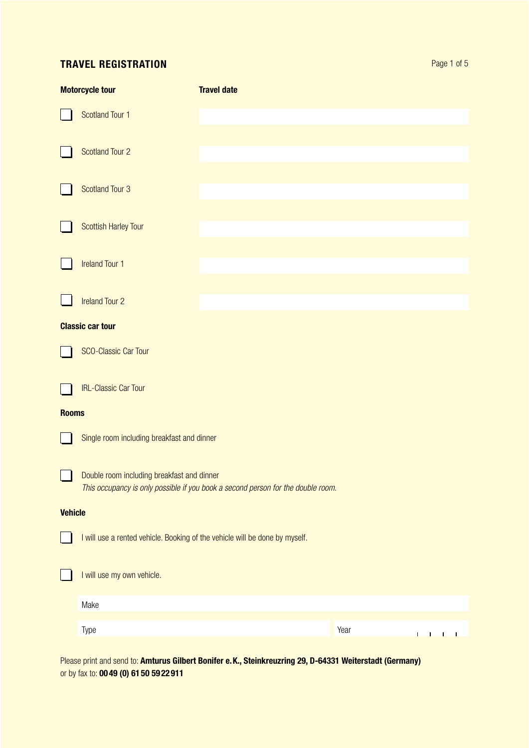# TRAVEL REGISTRATION

**Motorcycle tour** | **Travel date**

- [ ] Scotland Tour 1
- [ ] Scotland Tour 2
- [ ] Scotland Tour 3
- [ ] Scottish Harley Tour
- [ ] Ireland Tour 1
- [ ] Ireland Tour 2

**Classic car tour**

- [ ] SCO-Classic Car Tour
- [ ] IRL-Classic Car Tour

**Rooms**

- [ ] Single room including breakfast and dinner
- [ ] Double room including breakfast and dinner
  *This occupancy is only possible if you book a second person for the double room.*

**Vehicle**

- [ ] I will use a rented vehicle. Booking of the vehicle will be done by myself.
- [ ] I will use my own vehicle.

Make

Type | Year

Please print and send to: **Amturus Gilbert Bonifer e.K., Steinkreuzring 29, D-64331 Weiterstadt (Germany)**
or by fax to: **0049 (0) 6150 5922911**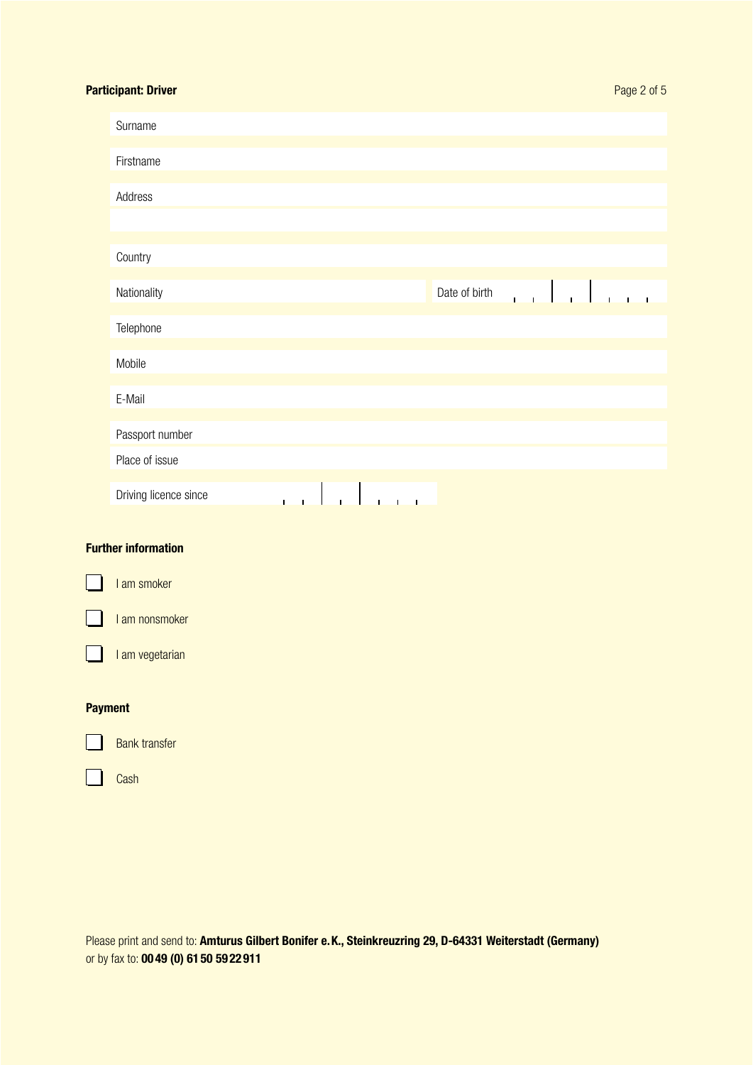## Participant: Driver

Surname

Firstname

Address

Country

Nationality

Date of birth

Telephone

Mobile

E-Mail

Passport number

Place of issue

Driving licence since

## Further information

- [ ] I am smoker
- [ ] I am nonsmoker
- [ ] I am vegetarian

## Payment

- [ ] Bank transfer
- [ ] Cash

Please print and send to: **Amturus Gilbert Bonifer e.K., Steinkreuzring 29, D-64331 Weiterstadt (Germany)**
or by fax to: **0049 (0) 6150 5922911**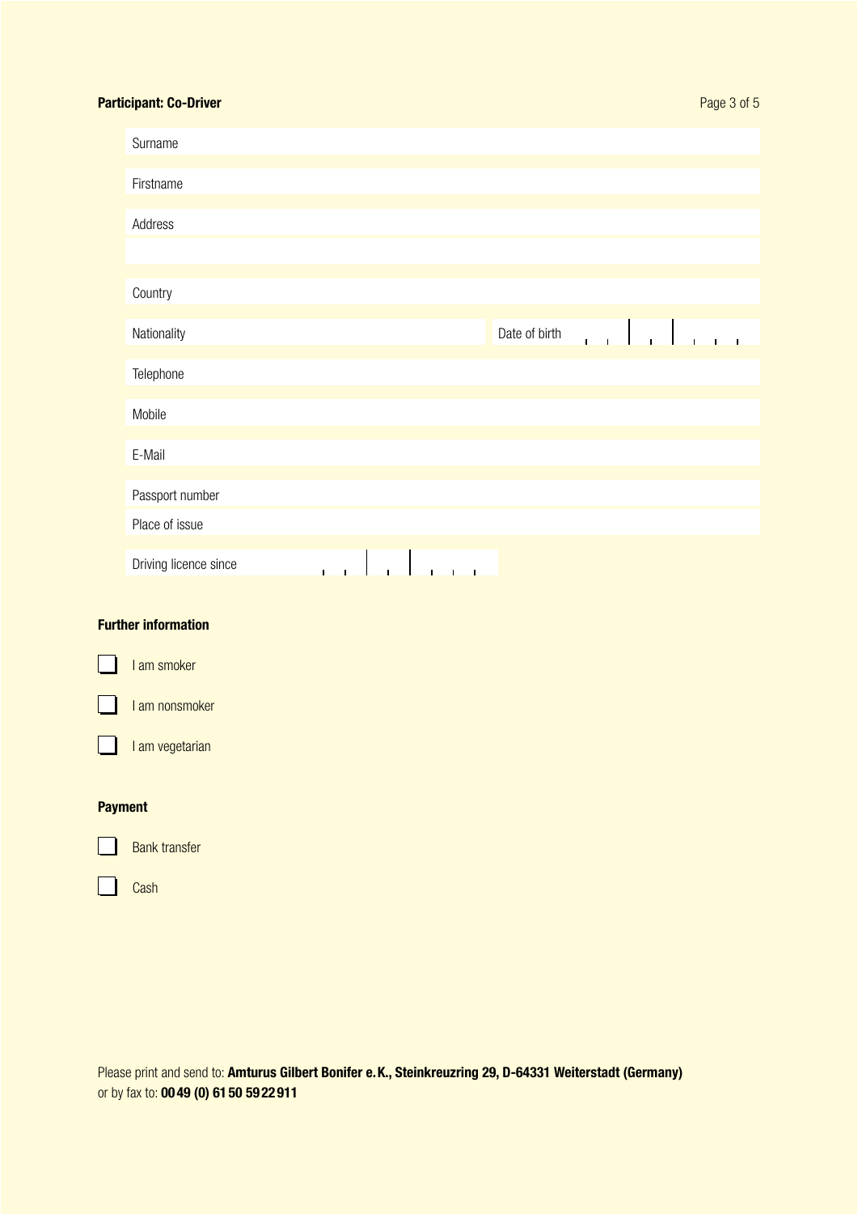## Participant: Co-Driver

Surname

Firstname

Address

Country

Nationality

Date of birth

Telephone

Mobile

E-Mail

Passport number

Place of issue

Driving licence since

## Further information

☐ I am smoker

☐ I am nonsmoker

☐ I am vegetarian

## Payment

☐ Bank transfer

☐ Cash

Please print and send to: **Amturus Gilbert Bonifer e. K., Steinkreuzring 29, D-64331 Weiterstadt (Germany)**
or by fax to: **0049 (0) 6150 5922911**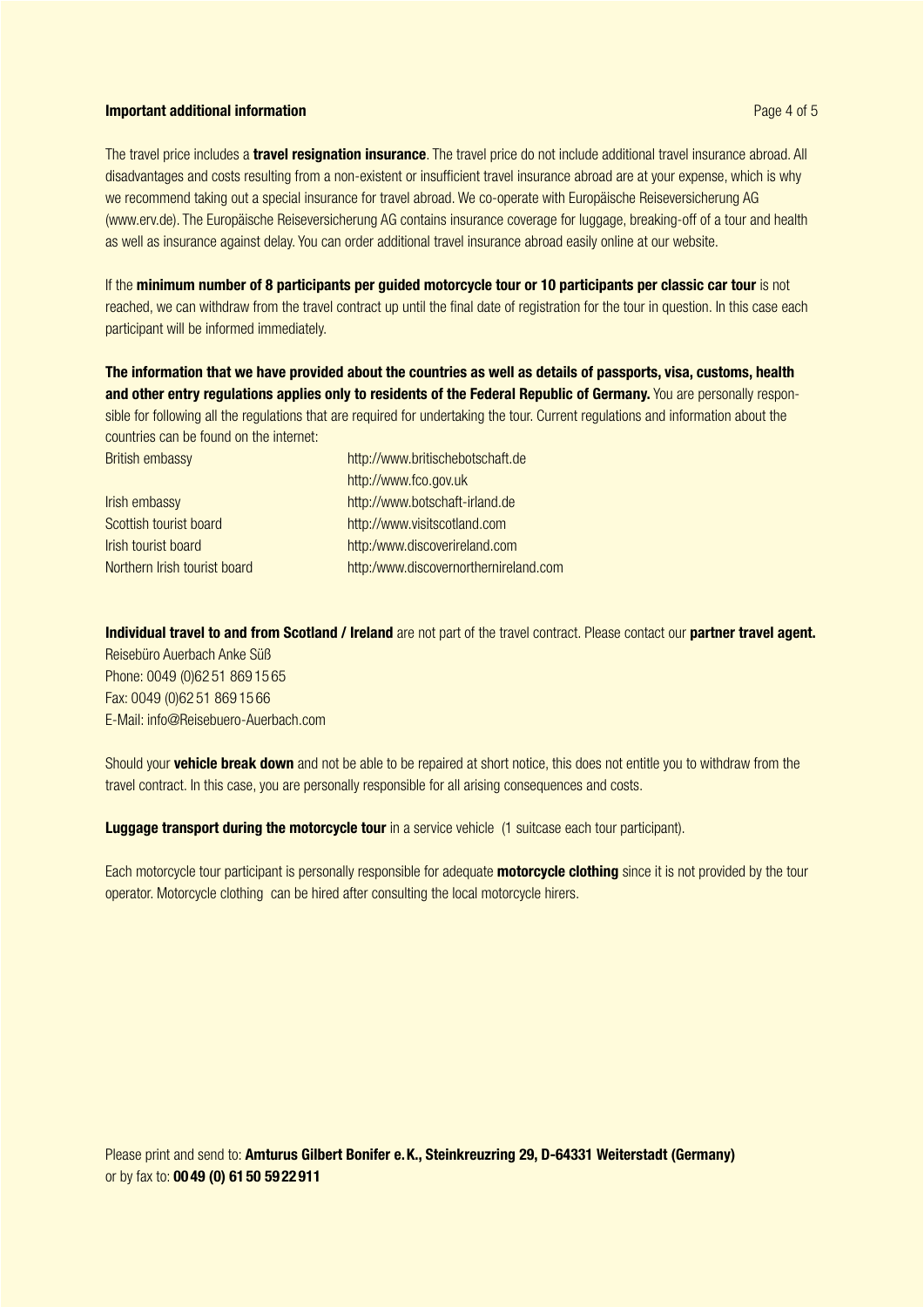## Important additional information

The travel price includes a **travel resignation insurance**. The travel price do not include additional travel insurance abroad. All disadvantages and costs resulting from a non-existent or insufficient travel insurance abroad are at your expense, which is why we recommend taking out a special insurance for travel abroad. We co-operate with Europäische Reiseversicherung AG (www.erv.de). The Europäische Reiseversicherung AG contains insurance coverage for luggage, breaking-off of a tour and health as well as insurance against delay. You can order additional travel insurance abroad easily online at our website.

If the **minimum number of 8 participants per guided motorcycle tour or 10 participants per classic car tour** is not reached, we can withdraw from the travel contract up until the final date of registration for the tour in question. In this case each participant will be informed immediately.

**The information that we have provided about the countries as well as details of passports, visa, customs, health and other entry regulations applies only to residents of the Federal Republic of Germany.** You are personally responsible for following all the regulations that are required for undertaking the tour. Current regulations and information about the countries can be found on the internet:

| | |
|---|---|
| British embassy | http://www.britischebotschaft.de |
| | http://www.fco.gov.uk |
| Irish embassy | http://www.botschaft-irland.de |
| Scottish tourist board | http://www.visitscotland.com |
| Irish tourist board | http:/www.discoverireland.com |
| Northern Irish tourist board | http:/www.discovernorthernireland.com |

**Individual travel to and from Scotland / Ireland** are not part of the travel contract. Please contact our **partner travel agent.**
Reisebüro Auerbach Anke Süß
Phone: 0049 (0)6251 8691565
Fax: 0049 (0)6251 8691566
E-Mail: info@Reisebuero-Auerbach.com

Should your **vehicle break down** and not be able to be repaired at short notice, this does not entitle you to withdraw from the travel contract. In this case, you are personally responsible for all arising consequences and costs.

**Luggage transport during the motorcycle tour** in a service vehicle (1 suitcase each tour participant).

Each motorcycle tour participant is personally responsible for adequate **motorcycle clothing** since it is not provided by the tour operator. Motorcycle clothing can be hired after consulting the local motorcycle hirers.

Please print and send to: **Amturus Gilbert Bonifer e.K., Steinkreuzring 29, D-64331 Weiterstadt (Germany)**
or by fax to: **0049 (0) 6150 5922911**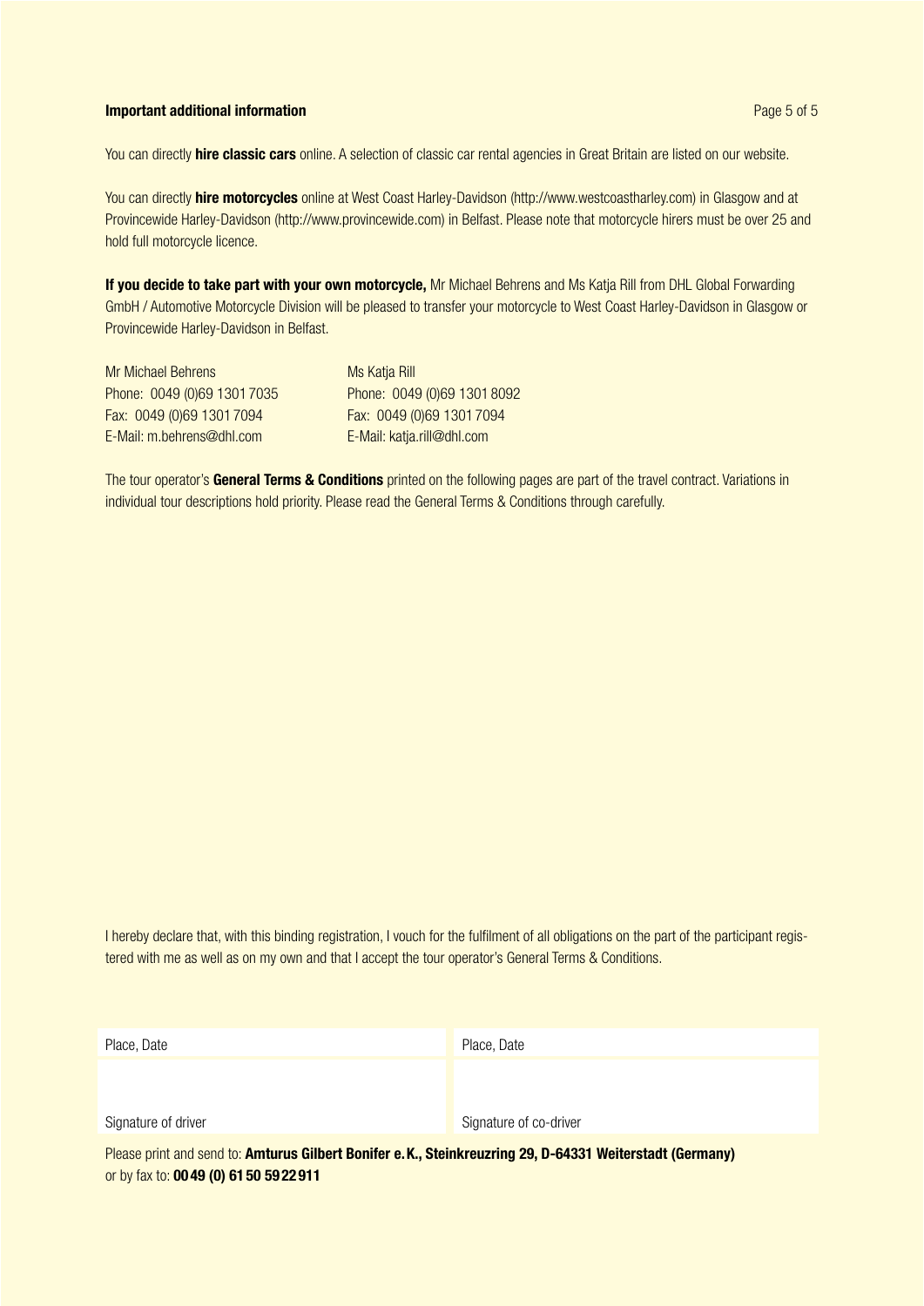## Important additional information

You can directly **hire classic cars** online. A selection of classic car rental agencies in Great Britain are listed on our website.

You can directly **hire motorcycles** online at West Coast Harley-Davidson (http://www.westcoastharley.com) in Glasgow and at Provincewide Harley-Davidson (http://www.provincewide.com) in Belfast. Please note that motorcycle hirers must be over 25 and hold full motorcycle licence.

**If you decide to take part with your own motorcycle,** Mr Michael Behrens and Ms Katja Rill from DHL Global Forwarding GmbH / Automotive Motorcycle Division will be pleased to transfer your motorcycle to West Coast Harley-Davidson in Glasgow or Provincewide Harley-Davidson in Belfast.

Mr Michael Behrens
Phone: 0049 (0)69 1301 7035
Fax: 0049 (0)69 1301 7094
E-Mail: m.behrens@dhl.com

Ms Katja Rill
Phone: 0049 (0)69 1301 8092
Fax: 0049 (0)69 1301 7094
E-Mail: katja.rill@dhl.com

The tour operator's **General Terms & Conditions** printed on the following pages are part of the travel contract. Variations in individual tour descriptions hold priority. Please read the General Terms & Conditions through carefully.

I hereby declare that, with this binding registration, I vouch for the fulfilment of all obligations on the part of the participant registered with me as well as on my own and that I accept the tour operator's General Terms & Conditions.

| Place, Date | Place, Date |
|---|---|
| | |
| Signature of driver | Signature of co-driver |

Please print and send to: **Amturus Gilbert Bonifer e.K., Steinkreuzring 29, D-64331 Weiterstadt (Germany)**
or by fax to: **0049 (0) 6150 5922911**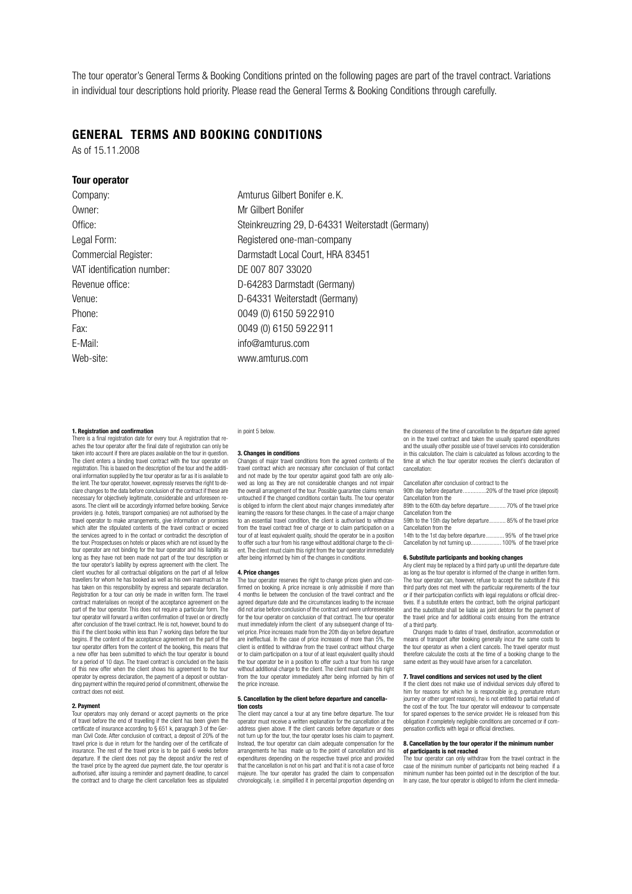The tour operator's General Terms & Booking Conditions printed on the following pages are part of the travel contract. Variations in individual tour descriptions hold priority. Please read the General Terms & Booking Conditions through carefully.

# GENERAL TERMS AND BOOKING CONDITIONS

As of 15.11.2008

## Tour operator

| | |
|---|---|
| Company: | Amturus Gilbert Bonifer e. K. |
| Owner: | Mr Gilbert Bonifer |
| Office: | Steinkreuzring 29, D-64331 Weiterstadt (Germany) |
| Legal Form: | Registered one-man-company |
| Commercial Register: | Darmstadt Local Court, HRA 83451 |
| VAT identification number: | DE 007 807 33020 |
| Revenue office: | D-64283 Darmstadt (Germany) |
| Venue: | D-64331 Weiterstadt (Germany) |
| Phone: | 0049 (0) 6150 5922910 |
| Fax: | 0049 (0) 6150 5922911 |
| E-Mail: | info@amturus.com |
| Web-site: | www.amturus.com |

### 1. Registration and confirmation

There is a final registration date for every tour. A registration that reaches the tour operator after the final date of registration can only be taken into account if there are places available on the tour in question. The client enters a binding travel contract with the tour operator on registration. This is based on the description of the tour and the additional information supplied by the tour operator as far as it is available to the lent. The tour operator, however, expressly reserves the right to declare changes to the data before conclusion of the contract if these are necessary for objectively legitimate, considerable and unforeseen reasons. The client will be accordingly informed before booking. Service providers (e.g. hotels, transport companies) are not authorised by the travel operator to make arrangements, give information or promises which alter the stipulated contents of the travel contract or exceed the services agreed to in the contact or contradict the description of the tour. Prospectuses on hotels or places which are not issued by the tour operator are not binding for the tour operator and his liability as long as they have not been made not part of the tour description or the tour operator's liability by express agreement with the client. The client vouches for all contractual obligations on the part of all fellow travellers for whom he has booked as well as his own inasmuch as he has taken on this responsibility by express and separate declaration. Registration for a tour can only be made in written form. The travel contract materialises on receipt of the acceptance agreement on the part of the tour operator. This does not require a particular form. The tour operator will forward a written confirmation of travel on or directly after conclusion of the travel contract. He is not, however, bound to do this if the client books within less than 7 working days before the tour begins. If the content of the acceptance agreement on the part of the tour operator differs from the content of the booking, this means that a new offer has been submitted to which the tour operator is bound for a period of 10 days. The travel contract is concluded on the basis of this new offer when the client shows his agreement to the tour operator by express declaration, the payment of a deposit or outstanding payment within the required period of commitment, otherwise the contract does not exist.

### 2. Payment

Tour operators may only demand or accept payments on the price of travel before the end of travelling if the client has been given the certificate of insurance according to § 651 k, paragraph 3 of the German Civil Code. After conclusion of contract, a deposit of 20% of the travel price is due in return for the handing over of the certificate of insurance. The rest of the travel price is to be paid 6 weeks before departure. If the client does not pay the deposit and/or the rest of the travel price by the agreed due payment date, the tour operator is authorised, after issuing a reminder and payment deadline, to cancel the contract and to charge the client cancellation fees as stipulated in point 5 below.

### 3. Changes in conditions

Changes of major travel conditions from the agreed contents of the travel contract which are necessary after conclusion of that contact and not made by the tour operator against good faith are only allowed as long as they are not considerable changes and not impair the overall arrangement of the tour. Possible guarantee claims remain untouched if the changed conditions contain faults. The tour operator is obliged to inform the client about major changes immediately after learning the reasons for these changes. In the case of a major change to an essential travel condition, the client is authorised to withdraw from the travel contract free of charge or to claim participation on a tour of at least equivalent quality, should the operator be in a position to offer such a tour from his range without additional charge to the client. The client must claim this right from the tour operator immediately after being informed by him of the changes in conditions.

### 4. Price changes

The tour operator reserves the right to change prices given and confirmed on booking. A price increase is only admissible if more than 4 months lie between the conclusion of the travel contract and the agreed departure date and the circumstances leading to the increase did not arise before conclusion of the contract and were unforeseeable for the tour operator on conclusion of that contract. The tour operator must immediately inform the client of any subsequent change of travel price. Price increases made from the 20th day on before departure are ineffectual. In the case of price increases of more than 5%, the client is entitled to withdraw from the travel contract without charge or to claim participation on a tour of at least equivalent quality should the tour operator be in a position to offer such a tour from his range without additional charge to the client. The client must claim this right from the tour operator immediately after being informed by him of the price increase.

### 5. Cancellation by the client before departure and cancellation costs

The client may cancel a tour at any time before departure. The tour operator must receive a written explanation for the cancellation at the address given above. If the client cancels before departure or does not turn up for the tour, the tour operator loses his claim to payment. Instead, the tour operator can claim adequate compensation for the arrangements he has made up to the point of cancellation and his expenditures depending on the respective travel price and provided that the cancellation is not on his part and that it is not a case of force majeure. The tour operator has graded the claim to compensation chronologically, i.e. simplified it in percental proportion depending on the closeness of the time of cancellation to the departure date agreed on in the travel contract and taken the usually spared expenditures and the usually other possible use of travel services into consideration in this calculation. The claim is calculated as follows according to the time at which the tour operator receives the client's declaration of cancellation:

Cancellation after conclusion of contract to the 90th day before departure ................20% of the travel price (deposit)
Cancellation from the 89th to the 60th day before departure........... 70% of the travel price
Cancellation from the 59th to the 15th day before departure........... 85% of the travel price
Cancellation from the 14th to the 1st day before departure............ 95% of the travel price
Cancellation by not turning up.................... 100% of the travel price

### 6. Substitute participants and booking changes

Any client may be replaced by a third party up until the departure date as long as the tour operator is informed of the change in written form. The tour operator can, however, refuse to accept the substitute if this third party does not meet with the particular requirements of the tour or if their participation conflicts with legal regulations or official directives. If a substitute enters the contract, both the original participant and the substitute shall be liable as joint debtors for the payment of the travel price and for additional costs ensuing from the entrance of a third party.

Changes made to dates of travel, destination, accommodation or means of transport after booking generally incur the same costs to the tour operator as when a client cancels. The travel operator must therefore calculate the costs at the time of a booking change to the same extent as they would have arisen for a cancellation.

### 7. Travel conditions and services not used by the client

If the client does not make use of individual services duly offered to him for reasons for which he is responsible (e.g. premature return journey or other urgent reasons), he is not entitled to partial refund of the cost of the tour. The tour operator will endeavour to compensate for spared expenses to the service provider. He is released from this obligation if completely negligible conditions are concerned or if compensation conflicts with legal or official directives.

### 8. Cancellation by the tour operator if the minimum number of participants is not reached

The tour operator can only withdraw from the travel contract in the case of the minimum number of participants not being reached if a minimum number has been pointed out in the description of the tour. In any case, the tour operator is obliged to inform the client immedia-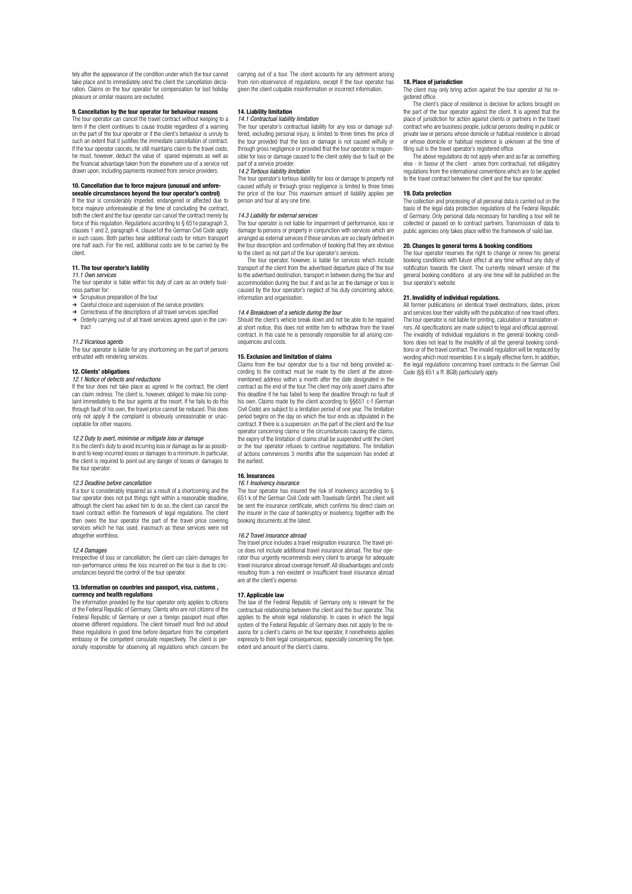tely after the appearance of the condition under which the tour cannot take place and to immediately send the client the cancellation declaration. Claims on the tour operator for compensation for lost holiday pleasure or similar reasons are excluded.

#### 9. Cancellation by the tour operator for behaviour reasons

The tour operator can cancel the travel contract without keeping to a term if the client continues to cause trouble regardless of a warning on the part of the tour operator or if the client's behaviour is unruly to such an extent that it justifies the immediate cancellation of contract. If the tour operator cancels, he still maintains claim to the travel costs, he must, however, deduct the value of spared expenses as well as the financial advantage taken from the elsewhere use of a service not drawn upon, including payments received from service providers.

#### 10. Cancellation due to force majeure (unusual and unforeseeable circumstances beyond the tour operator's control)

If the tour is considerably impeded, endangered or affected due to force majeure unforeseeable at the time of concluding the contract, both the client and the tour operator can cancel the contract merely by force of this regulation. Regulations according to § 651e paragraph 3, clauses 1 and 2, paragraph 4, clause1of the German Civil Code apply in such cases. Both parties bear additional costs for return transport one half each. For the rest, additional costs are to be carried by the client.

#### 11. The tour operator's liability

*11.1 Own services*

The tour operator is liable within his duty of care as an orderly business partner for:

- → Scrupulous preparation of the tour
- → Careful choice and supervision of the service providers
- → Correctness of the descriptions of all travel services specified
- → Orderly carrying out of all travel services agreed upon in the contract

*11.2 Vicarious agents*

The tour operator is liable for any shortcoming on the part of persons entrusted with rendering services.

#### 12. Clients' obligations

*12.1 Notice of defects and reductions*

If the tour does not take place as agreed in the contract, the client can claim redress. The client is, however, obliged to make his complaint immediately to the tour agents at the resort. If he fails to do this through fault of his own, the travel price cannot be reduced. This does only not apply if the complaint is obviously unreasonable or unacceptable for other reasons.

*12.2 Duty to avert, minimise or mitigate loss or damage*

It is the client's duty to avoid incurring loss or damage as far as possible and to keep incurred losses or damages to a minimum. In particular, the client is required to point out any danger of losses or damages to the tour operator.

*12.3 Deadline before cancellation*

If a tour is considerably impaired as a result of a shortcoming and the tour operator does not put things right within a reasonable deadline, although the client has asked him to do so, the client can cancel the travel contract within the framework of legal regulations. The client then owes the tour operator the part of the travel price covering services which he has used, inasmuch as these services were not altogether worthless.

*12.4 Damages*

Irrespective of loss or cancellation, the client can claim damages for non-performance unless the loss incurred on the tour is due to circumstances beyond the control of the tour operator.

#### 13. Information on countries and passport, visa, customs , currency and health regulations

The information provided by the tour operator only applies to citizens of the Federal Republic of Germany. Clients who are not citizens of the Federal Republic of Germany or own a foreign passport must often observe different regulations. The client himself must find out about these regulations in good time before departure from the competent embassy or the competent consulate respectively. The client is personally responsible for observing all regulations which concern the carrying out of a tour. The client accounts for any detriment arising from non-observance of regulations, except if the tour operator has given the client culpable misinformation or incorrect information.

#### 14. Liability limitation

*14.1 Contractual liability limitation*

The tour operator's contractual liability for any loss or damage suffered, excluding personal injury, is limited to three times the price of the tour provided that the loss or damage is not caused wilfully or through gross negligence or provided that the tour operator is responsible for loss or damage caused to the client solely due to fault on the part of a service provider.

*14.2 Tortious liability limitation*

The tour operator's tortious liability for loss or damage to property not caused wilfully or through gross negligence is limited to three times the price of the tour. This maximum amount of liability applies per person and tour at any one time.

*14.3 Liability for external services*

The tour operator is not liable for impairment of performance, loss or damage to persons or property in conjunction with services which are arranged as external services if these services are so clearly defined in the tour description and confirmation of booking that they are obvious to the client as not part of the tour operator's services.

The tour operator, however, is liable for services which include transport of the client from the advertised departure place of the tour to the advertised destination, transport in between during the tour and accommodation during the tour, if and as far as the damage or loss is caused by the tour operator's neglect of his duty concerning advice, information and organisation.

*14.4 Breakdown of a vehicle during the tour*

Should the client's vehicle break down and not be able to be repaired at short notice, this does not entitle him to withdraw from the travel contract. In this case he is personally responsible for all arising consequences and costs.

#### 15. Exclusion and limitation of claims

Claims from the tour operator due to a tour not being provided according to the contract must be made by the client at the above-mentioned address within a month after the date designated in the contract as the end of the tour. The client may only assert claims after this deadline if he has failed to keep the deadline through no fault of his own. Claims made by the client according to §§651 c-f (German Civil Code) are subject to a limitation period of one year. The limitation period begins on the day on which the tour ends as stipulated in the contract. If there is a suspension on the part of the client and the tour operator concerning claims or the circumstances causing the claims, the expiry of the limitation of claims shall be suspended until the client or the tour operator refuses to continue negotiations. The limitation of actions commences 3 months after the suspension has ended at the earliest.

#### 16. Insurances

*16.1 Insolvency insurance*

The tour operator has insured the risk of insolvency according to § 651 k of the German Civil Code with Travelsafe GmbH. The client will be sent the insurance certificate, which confirms his direct claim on the insurer in the case of bankruptcy or insolvency, together with the booking documents at the latest.

*16.2 Travel insurance abroad*

The travel price includes a travel resignation insurance. The travel price does not include additional travel insurance abroad. The tour operator thus urgently recommends every client to arrange for adequate travel insurance abroad coverage himself. All disadvantages and costs resulting from a non-existent or insufficient travel insurance abroad are at the client's expense.

#### 17. Applicable law

The law of the Federal Republic of Germany only is relevant for the contractual relationship between the client and the tour operator. This applies to the whole legal relationship. In cases in which the legal system of the Federal Republic of Germany does not apply to the reasons for a client's claims on the tour operator, it nonetheless applies expressly to their legal consequences, especially concerning the type, extent and amount of the client's claims.

#### 18. Place of jurisdiction

The client may only bring action against the tour operator at his registered office.

The client's place of residence is decisive for actions brought on the part of the tour operator against the client. It is agreed that the place of jurisdiction for action against clients or partners in the travel contract who are business people, judicial persons dealing in public or private law or persons whose domicile or habitual residence is abroad or whose domicile or habitual residence is unknown at the time of filing suit is the travel operator's registered office.

The above regulations do not apply when and as far as something else - in favour of the client - arises from contractual, not obligatory regulations from the international conventions which are to be applied to the travel contract between the client and the tour operator.

#### 19. Data protection

The collection and processing of all personal data is carried out on the basis of the legal data protection regulations of the Federal Republic of Germany. Only personal data necessary for handling a tour will be collected or passed on to contract partners. Transmission of data to public agencies only takes place within the framework of valid law.

#### 20. Changes to general terms & booking conditions

The tour operator reserves the right to change or renew his general booking conditions with future effect at any time without any duty of notification towards the client. The currently relevant version of the general booking conditions at any one time will be published on the tour operator's website.

#### 21. Invalidity of individual regulations.

All former publications on identical travel destinations, dates, prices and services lose their validity with the publication of new travel offers. The tour operator is not liable for printing, calculation or translation errors. All specifications are made subject to legal and official approval. The invalidity of individual regulations in the general booking conditions does not lead to the invalidity of all the general booking conditions or of the travel contract. The invalid regulation will be replaced by wording which most resembles it in a legally effective form. In addition, the legal regulations concerning travel contracts in the German Civil Code (§§ 651 a ff. BGB) particularly apply.